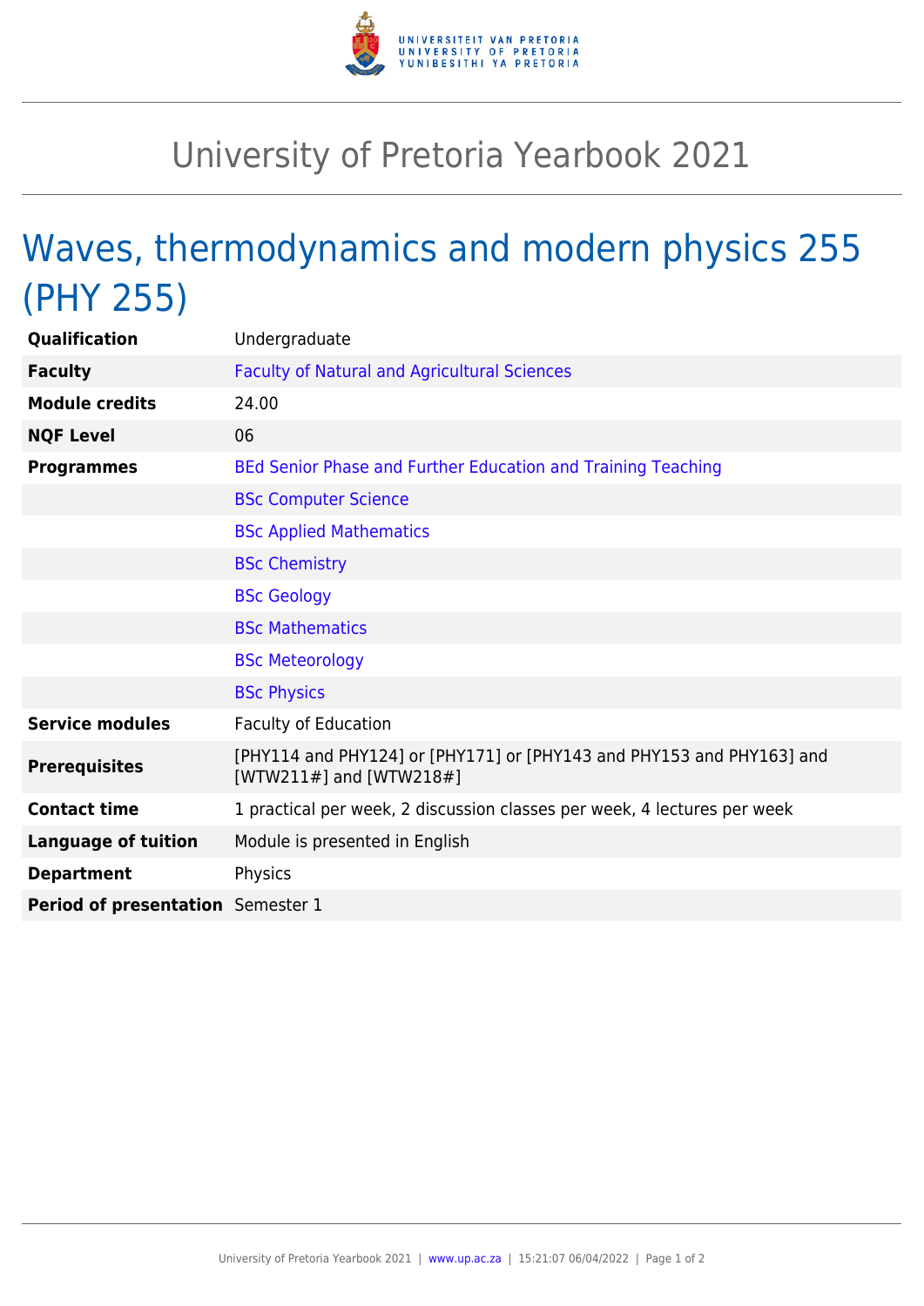# University of Pretoria Yearbook 2021

## Waves, thermodynamics and modern physics 255 (PHY 255)

| | |
|---|---|
| **Qualification** | Undergraduate |
| **Faculty** | Faculty of Natural and Agricultural Sciences |
| **Module credits** | 24.00 |
| **NQF Level** | 06 |
| **Programmes** | BEd Senior Phase and Further Education and Training Teaching |
| | BSc Computer Science |
| | BSc Applied Mathematics |
| | BSc Chemistry |
| | BSc Geology |
| | BSc Mathematics |
| | BSc Meteorology |
| | BSc Physics |
| **Service modules** | Faculty of Education |
| **Prerequisites** | [PHY114 and PHY124] or [PHY171] or [PHY143 and PHY153 and PHY163] and [WTW211#] and [WTW218#] |
| **Contact time** | 1 practical per week, 2 discussion classes per week, 4 lectures per week |
| **Language of tuition** | Module is presented in English |
| **Department** | Physics |
| **Period of presentation** | Semester 1 |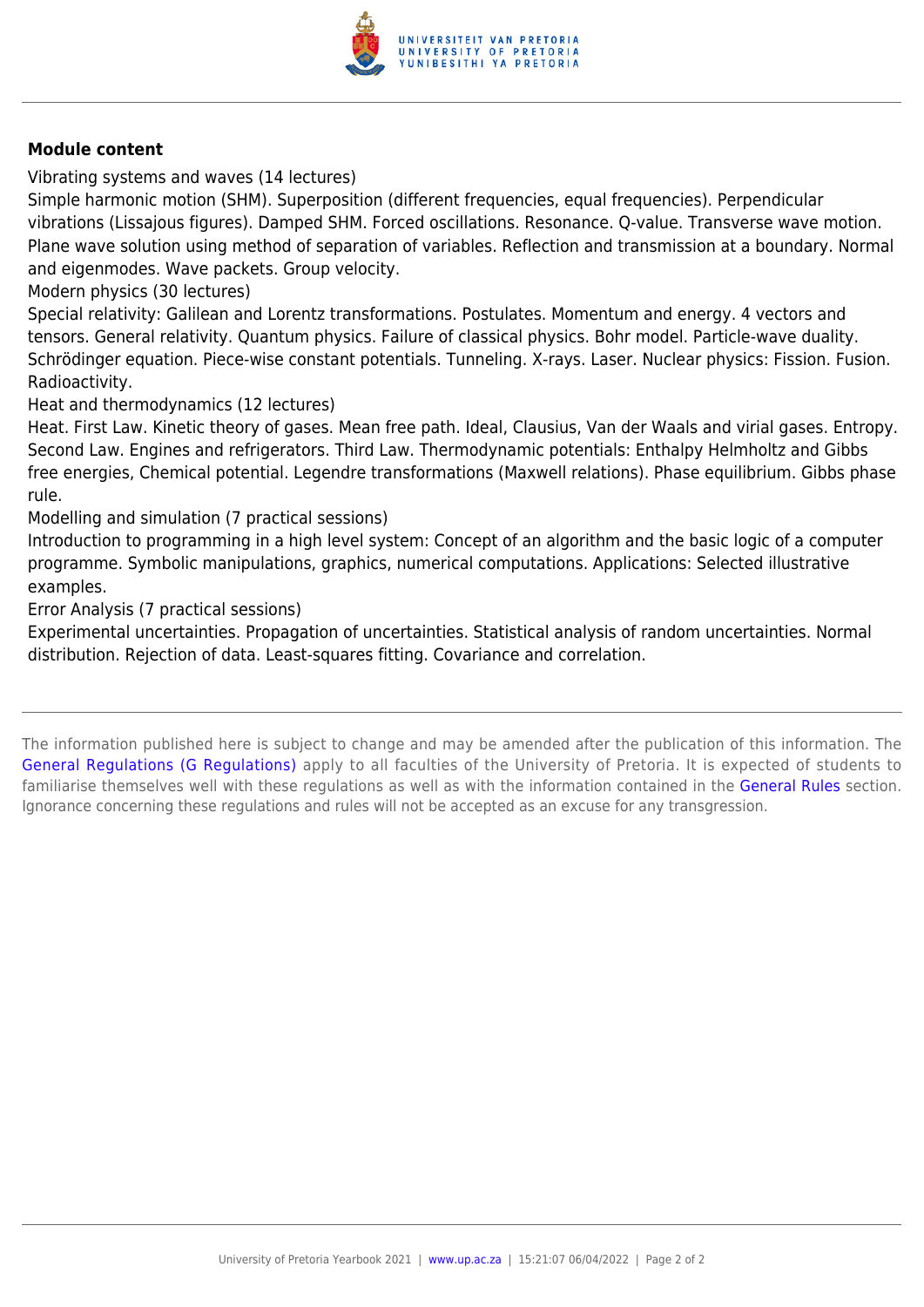**Module content**

Vibrating systems and waves (14 lectures)

Simple harmonic motion (SHM). Superposition (different frequencies, equal frequencies). Perpendicular vibrations (Lissajous figures). Damped SHM. Forced oscillations. Resonance. Q-value. Transverse wave motion. Plane wave solution using method of separation of variables. Reflection and transmission at a boundary. Normal and eigenmodes. Wave packets. Group velocity.

Modern physics (30 lectures)

Special relativity: Galilean and Lorentz transformations. Postulates. Momentum and energy. 4 vectors and tensors. General relativity. Quantum physics. Failure of classical physics. Bohr model. Particle-wave duality. Schrödinger equation. Piece-wise constant potentials. Tunneling. X-rays. Laser. Nuclear physics: Fission. Fusion. Radioactivity.

Heat and thermodynamics (12 lectures)

Heat. First Law. Kinetic theory of gases. Mean free path. Ideal, Clausius, Van der Waals and virial gases. Entropy. Second Law. Engines and refrigerators. Third Law. Thermodynamic potentials: Enthalpy Helmholtz and Gibbs free energies, Chemical potential. Legendre transformations (Maxwell relations). Phase equilibrium. Gibbs phase rule.

Modelling and simulation (7 practical sessions)

Introduction to programming in a high level system: Concept of an algorithm and the basic logic of a computer programme. Symbolic manipulations, graphics, numerical computations. Applications: Selected illustrative examples.

Error Analysis (7 practical sessions)

Experimental uncertainties. Propagation of uncertainties. Statistical analysis of random uncertainties. Normal distribution. Rejection of data. Least-squares fitting. Covariance and correlation.

The information published here is subject to change and may be amended after the publication of this information. The General Regulations (G Regulations) apply to all faculties of the University of Pretoria. It is expected of students to familiarise themselves well with these regulations as well as with the information contained in the General Rules section. Ignorance concerning these regulations and rules will not be accepted as an excuse for any transgression.